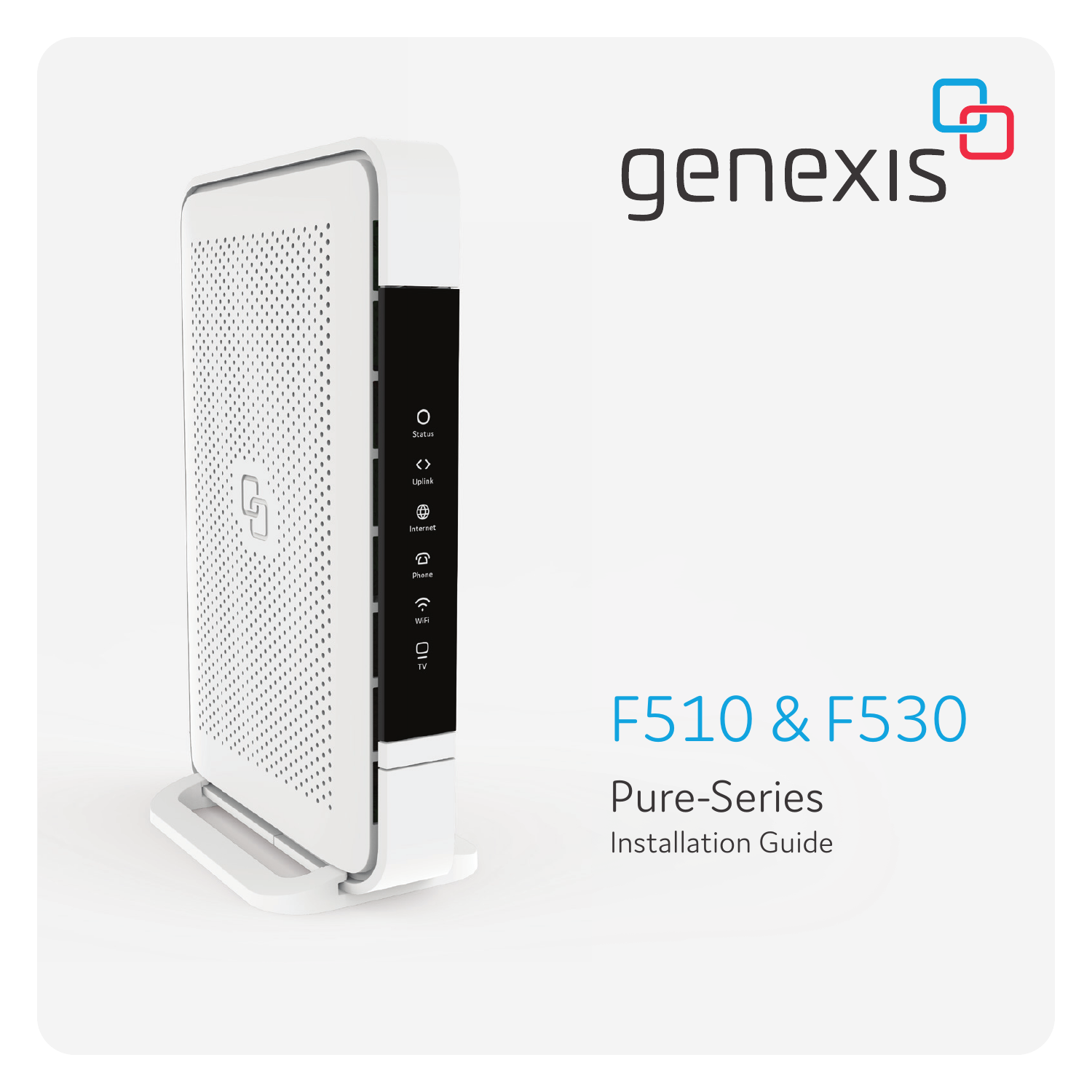genexis

# F510 & F530

## Pure-Series

Installation Guide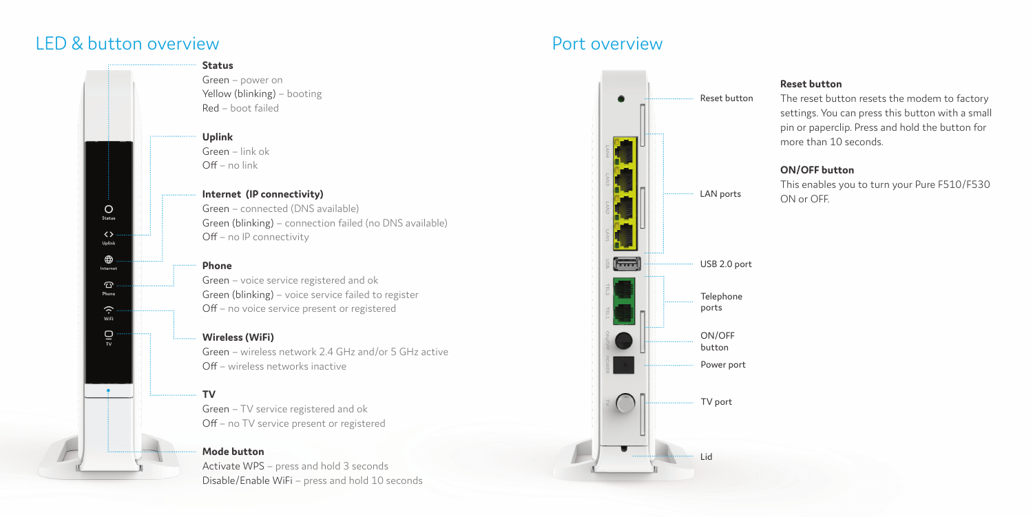## LED & button overview

**Status**
Green – power on
Yellow (blinking) – booting
Red – boot failed

**Uplink**
Green – link ok
Off – no link

**Internet (IP connectivity)**
Green – connected (DNS available)
Green (blinking) – connection failed (no DNS available)
Off – no IP connectivity

**Phone**
Green – voice service registered and ok
Green (blinking) – voice service failed to register
Off – no voice service present or registered

**Wireless (WiFi)**
Green – wireless network 2.4 GHz and/or 5 GHz active
Off – wireless networks inactive

**TV**
Green – TV service registered and ok
Off – no TV service present or registered

**Mode button**
Activate WPS – press and hold 3 seconds
Disable/Enable WiFi – press and hold 10 seconds

## Port overview

Reset button

LAN ports

USB 2.0 port

Telephone ports

ON/OFF button

Power port

TV port

Lid

**Reset button**
The reset button resets the modem to factory settings. You can press this button with a small pin or paperclip. Press and hold the button for more than 10 seconds.

**ON/OFF button**
This enables you to turn your Pure F510/F530 ON or OFF.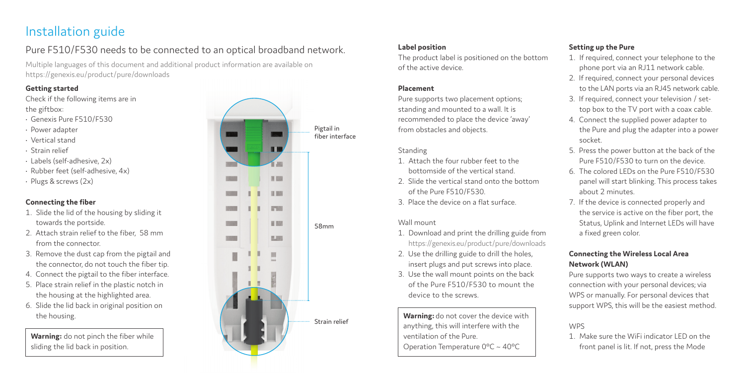# Installation guide

## Pure F510/F530 needs to be connected to an optical broadband network.

Multiple languages of this document and additional product information are available on https://genexis.eu/product/pure/downloads

**Getting started**

Check if the following items are in the giftbox:

- Genexis Pure F510/F530
- Power adapter
- Vertical stand
- Strain relief
- Labels (self-adhesive, 2x)
- Rubber feet (self-adhesive, 4x)
- Plugs & screws (2x)

**Connecting the fiber**

1. Slide the lid of the housing by sliding it towards the portside.
2. Attach strain relief to the fiber, 58 mm from the connector.
3. Remove the dust cap from the pigtail and the connector, do not touch the fiber tip.
4. Connect the pigtail to the fiber interface.
5. Place strain relief in the plastic notch in the housing at the highlighted area.
6. Slide the lid back in original position on the housing.

**Warning:** do not pinch the fiber while sliding the lid back in position.

Pigtail in fiber interface

58mm

Strain relief

**Label position**

The product label is positioned on the bottom of the active device.

**Placement**

Pure supports two placement options; standing and mounted to a wall. It is recommended to place the device 'away' from obstacles and objects.

Standing

1. Attach the four rubber feet to the bottomside of the vertical stand.
2. Slide the vertical stand onto the bottom of the Pure F510/F530.
3. Place the device on a flat surface.

Wall mount

1. Download and print the drilling guide from https://genexis.eu/product/pure/downloads
2. Use the drilling guide to drill the holes, insert plugs and put screws into place.
3. Use the wall mount points on the back of the Pure F510/F530 to mount the device to the screws.

**Warning:** do not cover the device with anything, this will interfere with the ventilation of the Pure.
Operation Temperature 0°C ~ 40°C

**Setting up the Pure**

1. If required, connect your telephone to the phone port via an RJ11 network cable.
2. If required, connect your personal devices to the LAN ports via an RJ45 network cable.
3. If required, connect your television / set-top box to the TV port with a coax cable.
4. Connect the supplied power adapter to the Pure and plug the adapter into a power socket.
5. Press the power button at the back of the Pure F510/F530 to turn on the device.
6. The colored LEDs on the Pure F510/F530 panel will start blinking. This process takes about 2 minutes.
7. If the device is connected properly and the service is active on the fiber port, the Status, Uplink and Internet LEDs will have a fixed green color.

**Connecting the Wireless Local Area Network (WLAN)**

Pure supports two ways to create a wireless connection with your personal devices; via WPS or manually. For personal devices that support WPS, this will be the easiest method.

WPS

1. Make sure the WiFi indicator LED on the front panel is lit. If not, press the Mode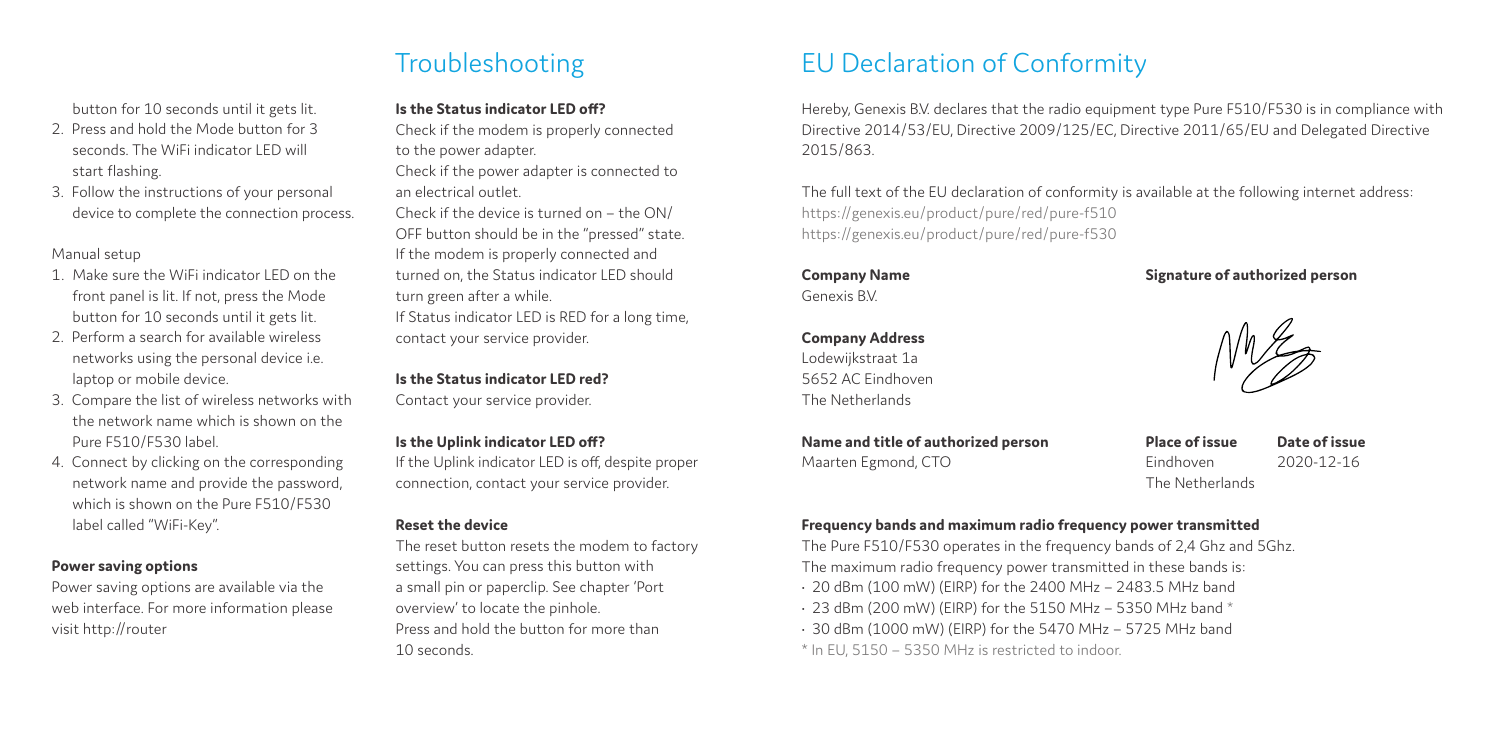button for 10 seconds until it gets lit.

2. Press and hold the Mode button for 3 seconds. The WiFi indicator LED will start flashing.
3. Follow the instructions of your personal device to complete the connection process.

Manual setup

1. Make sure the WiFi indicator LED on the front panel is lit. If not, press the Mode button for 10 seconds until it gets lit.
2. Perform a search for available wireless networks using the personal device i.e. laptop or mobile device.
3. Compare the list of wireless networks with the network name which is shown on the Pure F510/F530 label.
4. Connect by clicking on the corresponding network name and provide the password, which is shown on the Pure F510/F530 label called "WiFi-Key".

**Power saving options**

Power saving options are available via the web interface. For more information please visit http://router

## Troubleshooting

**Is the Status indicator LED off?**

Check if the modem is properly connected to the power adapter.
Check if the power adapter is connected to an electrical outlet.
Check if the device is turned on – the ON/OFF button should be in the "pressed" state.
If the modem is properly connected and turned on, the Status indicator LED should turn green after a while.
If Status indicator LED is RED for a long time, contact your service provider.

**Is the Status indicator LED red?**

Contact your service provider.

**Is the Uplink indicator LED off?**

If the Uplink indicator LED is off, despite proper connection, contact your service provider.

**Reset the device**

The reset button resets the modem to factory settings. You can press this button with a small pin or paperclip. See chapter 'Port overview' to locate the pinhole.
Press and hold the button for more than 10 seconds.

## EU Declaration of Conformity

Hereby, Genexis B.V. declares that the radio equipment type Pure F510/F530 is in compliance with Directive 2014/53/EU, Directive 2009/125/EC, Directive 2011/65/EU and Delegated Directive 2015/863.

The full text of the EU declaration of conformity is available at the following internet address:
https://genexis.eu/product/pure/red/pure-f510
https://genexis.eu/product/pure/red/pure-f530

**Company Name**
Genexis B.V.

**Company Address**
Lodewijkstraat 1a
5652 AC Eindhoven
The Netherlands

**Signature of authorized person**

**Name and title of authorized person**
Maarten Egmond, CTO

**Place of issue**
Eindhoven
The Netherlands

**Date of issue**
2020-12-16

**Frequency bands and maximum radio frequency power transmitted**

The Pure F510/F530 operates in the frequency bands of 2,4 Ghz and 5Ghz.
The maximum radio frequency power transmitted in these bands is:

- 20 dBm (100 mW) (EIRP) for the 2400 MHz – 2483.5 MHz band
- 23 dBm (200 mW) (EIRP) for the 5150 MHz – 5350 MHz band *
- 30 dBm (1000 mW) (EIRP) for the 5470 MHz – 5725 MHz band

* In EU, 5150 – 5350 MHz is restricted to indoor.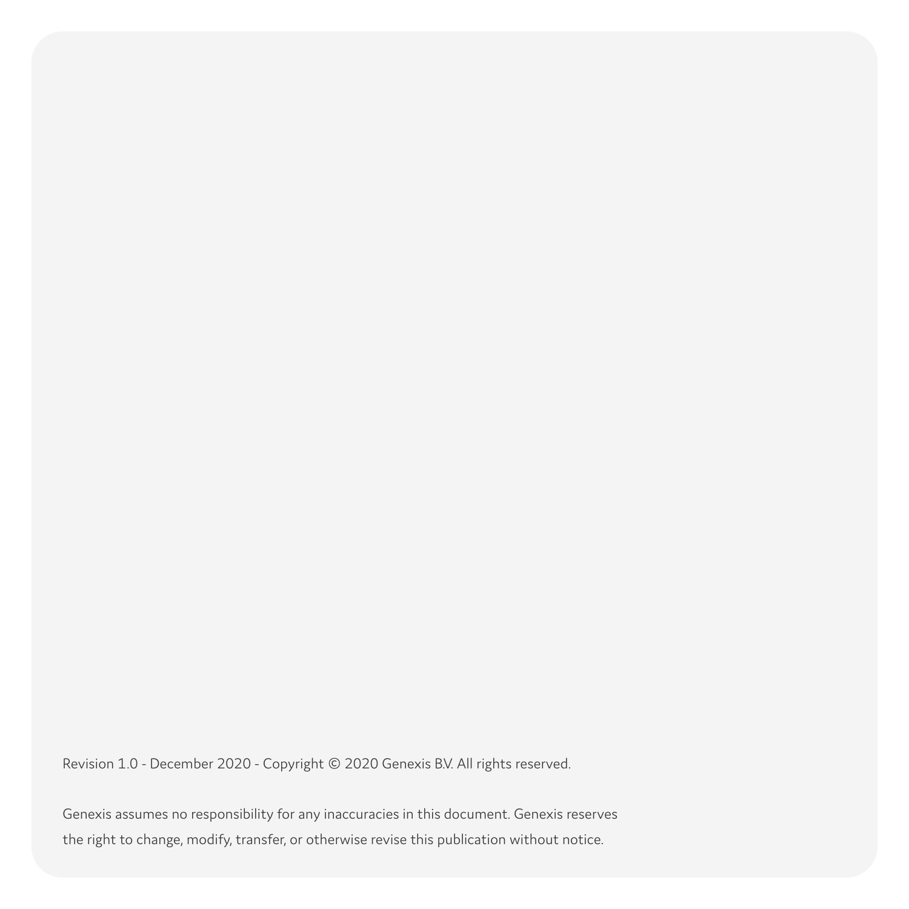Revision 1.0 - December 2020 - Copyright © 2020 Genexis B.V. All rights reserved.

Genexis assumes no responsibility for any inaccuracies in this document. Genexis reserves the right to change, modify, transfer, or otherwise revise this publication without notice.